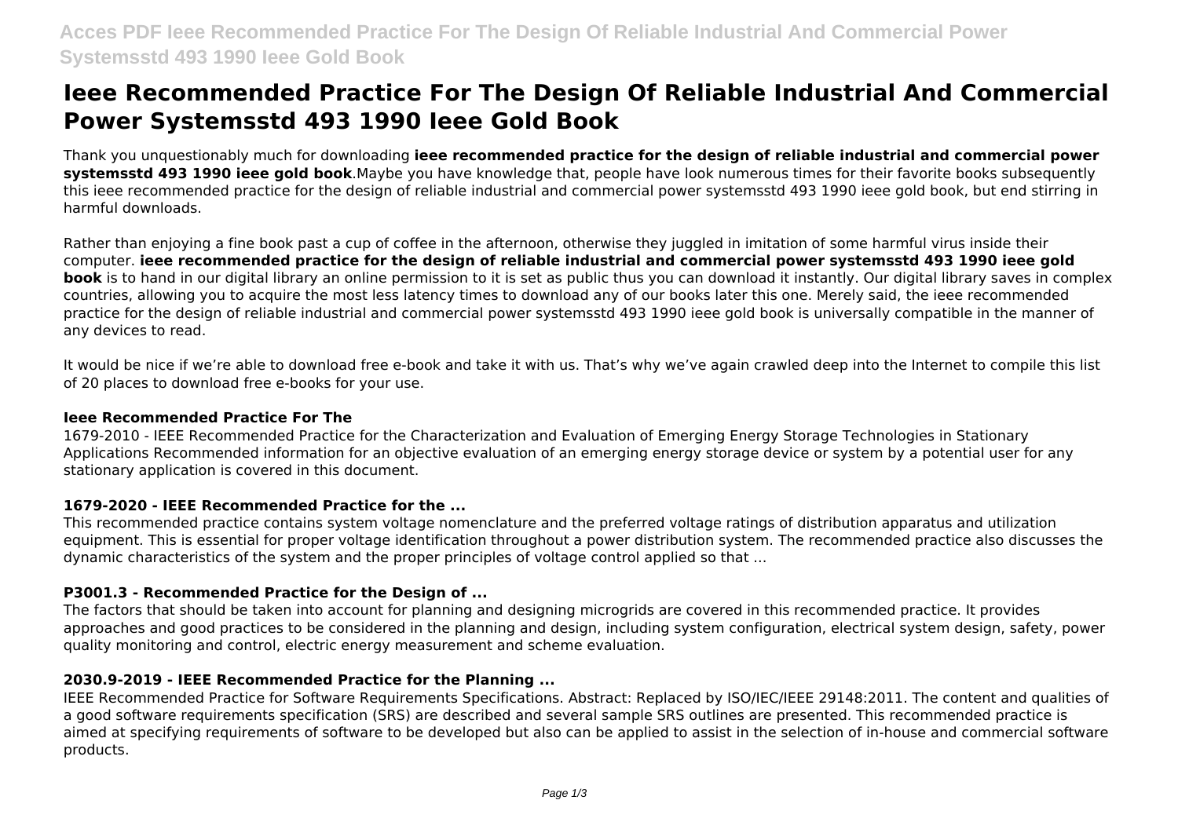# Ieee Recommended Practice For The Design Of Reliable Industrial And Commercial Power Systemsstd 493 1990 Ieee Gold Book

Thank you unquestionably much for downloading **ieee recommended practice for the design of reliable industrial and commercial power systemsstd 493 1990 ieee gold book**.Maybe you have knowledge that, people have look numerous times for their favorite books subsequently this ieee recommended practice for the design of reliable industrial and commercial power systemsstd 493 1990 ieee gold book, but end stirring in harmful downloads.

Rather than enjoying a fine book past a cup of coffee in the afternoon, otherwise they juggled in imitation of some harmful virus inside their computer. **ieee recommended practice for the design of reliable industrial and commercial power systemsstd 493 1990 ieee gold book** is to hand in our digital library an online permission to it is set as public thus you can download it instantly. Our digital library saves in complex countries, allowing you to acquire the most less latency times to download any of our books later this one. Merely said, the ieee recommended practice for the design of reliable industrial and commercial power systemsstd 493 1990 ieee gold book is universally compatible in the manner of any devices to read.

It would be nice if we're able to download free e-book and take it with us. That's why we've again crawled deep into the Internet to compile this list of 20 places to download free e-books for your use.

### Ieee Recommended Practice For The

1679-2010 - IEEE Recommended Practice for the Characterization and Evaluation of Emerging Energy Storage Technologies in Stationary Applications Recommended information for an objective evaluation of an emerging energy storage device or system by a potential user for any stationary application is covered in this document.

### 1679-2020 - IEEE Recommended Practice for the ...

This recommended practice contains system voltage nomenclature and the preferred voltage ratings of distribution apparatus and utilization equipment. This is essential for proper voltage identification throughout a power distribution system. The recommended practice also discusses the dynamic characteristics of the system and the proper principles of voltage control applied so that ...

### P3001.3 - Recommended Practice for the Design of ...

The factors that should be taken into account for planning and designing microgrids are covered in this recommended practice. It provides approaches and good practices to be considered in the planning and design, including system configuration, electrical system design, safety, power quality monitoring and control, electric energy measurement and scheme evaluation.

### 2030.9-2019 - IEEE Recommended Practice for the Planning ...

IEEE Recommended Practice for Software Requirements Specifications. Abstract: Replaced by ISO/IEC/IEEE 29148:2011. The content and qualities of a good software requirements specification (SRS) are described and several sample SRS outlines are presented. This recommended practice is aimed at specifying requirements of software to be developed but also can be applied to assist in the selection of in-house and commercial software products.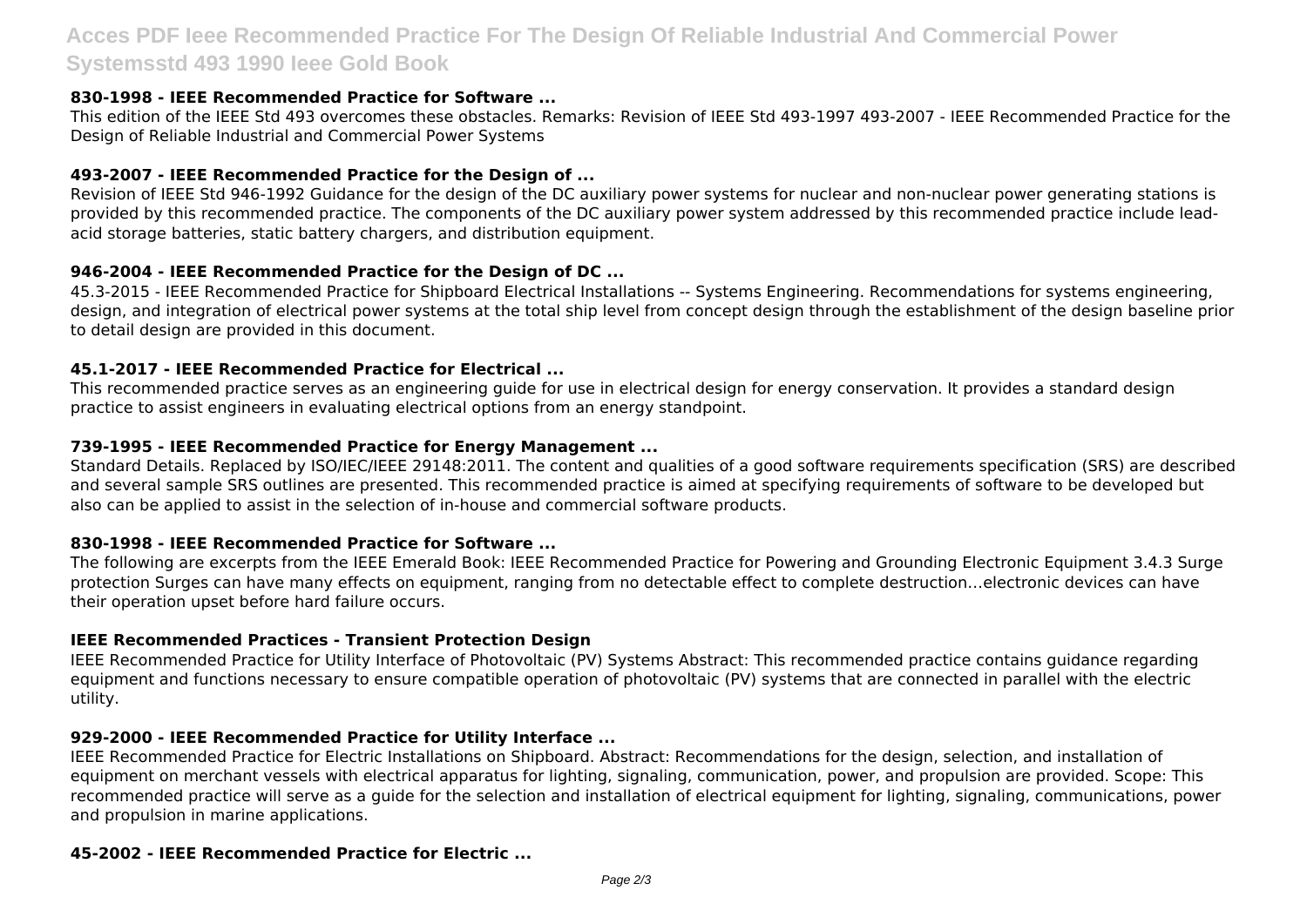### 830-1998 - IEEE Recommended Practice for Software ...

This edition of the IEEE Std 493 overcomes these obstacles. Remarks: Revision of IEEE Std 493-1997 493-2007 - IEEE Recommended Practice for the Design of Reliable Industrial and Commercial Power Systems

### 493-2007 - IEEE Recommended Practice for the Design of ...

Revision of IEEE Std 946-1992 Guidance for the design of the DC auxiliary power systems for nuclear and non-nuclear power generating stations is provided by this recommended practice. The components of the DC auxiliary power system addressed by this recommended practice include lead-acid storage batteries, static battery chargers, and distribution equipment.

### 946-2004 - IEEE Recommended Practice for the Design of DC ...

45.3-2015 - IEEE Recommended Practice for Shipboard Electrical Installations -- Systems Engineering. Recommendations for systems engineering, design, and integration of electrical power systems at the total ship level from concept design through the establishment of the design baseline prior to detail design are provided in this document.

### 45.1-2017 - IEEE Recommended Practice for Electrical ...

This recommended practice serves as an engineering guide for use in electrical design for energy conservation. It provides a standard design practice to assist engineers in evaluating electrical options from an energy standpoint.

### 739-1995 - IEEE Recommended Practice for Energy Management ...

Standard Details. Replaced by ISO/IEC/IEEE 29148:2011. The content and qualities of a good software requirements specification (SRS) are described and several sample SRS outlines are presented. This recommended practice is aimed at specifying requirements of software to be developed but also can be applied to assist in the selection of in-house and commercial software products.

### 830-1998 - IEEE Recommended Practice for Software ...

The following are excerpts from the IEEE Emerald Book: IEEE Recommended Practice for Powering and Grounding Electronic Equipment 3.4.3 Surge protection Surges can have many effects on equipment, ranging from no detectable effect to complete destruction…electronic devices can have their operation upset before hard failure occurs.

### IEEE Recommended Practices - Transient Protection Design

IEEE Recommended Practice for Utility Interface of Photovoltaic (PV) Systems Abstract: This recommended practice contains guidance regarding equipment and functions necessary to ensure compatible operation of photovoltaic (PV) systems that are connected in parallel with the electric utility.

### 929-2000 - IEEE Recommended Practice for Utility Interface ...

IEEE Recommended Practice for Electric Installations on Shipboard. Abstract: Recommendations for the design, selection, and installation of equipment on merchant vessels with electrical apparatus for lighting, signaling, communication, power, and propulsion are provided. Scope: This recommended practice will serve as a guide for the selection and installation of electrical equipment for lighting, signaling, communications, power and propulsion in marine applications.

### 45-2002 - IEEE Recommended Practice for Electric ...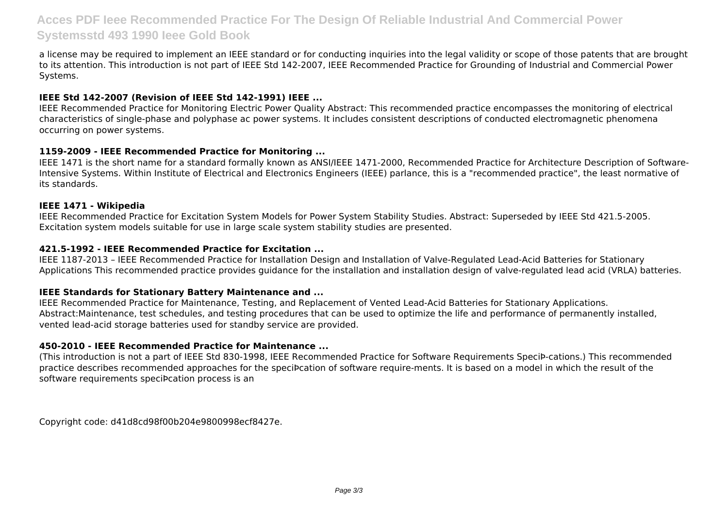a license may be required to implement an IEEE standard or for conducting inquiries into the legal validity or scope of those patents that are brought to its attention. This introduction is not part of IEEE Std 142-2007, IEEE Recommended Practice for Grounding of Industrial and Commercial Power Systems.

### IEEE Std 142-2007 (Revision of IEEE Std 142-1991) IEEE ...

IEEE Recommended Practice for Monitoring Electric Power Quality Abstract: This recommended practice encompasses the monitoring of electrical characteristics of single-phase and polyphase ac power systems. It includes consistent descriptions of conducted electromagnetic phenomena occurring on power systems.

### 1159-2009 - IEEE Recommended Practice for Monitoring ...

IEEE 1471 is the short name for a standard formally known as ANSI/IEEE 1471-2000, Recommended Practice for Architecture Description of Software-Intensive Systems. Within Institute of Electrical and Electronics Engineers (IEEE) parlance, this is a "recommended practice", the least normative of its standards.

### IEEE 1471 - Wikipedia

IEEE Recommended Practice for Excitation System Models for Power System Stability Studies. Abstract: Superseded by IEEE Std 421.5-2005. Excitation system models suitable for use in large scale system stability studies are presented.

### 421.5-1992 - IEEE Recommended Practice for Excitation ...

IEEE 1187-2013 – IEEE Recommended Practice for Installation Design and Installation of Valve-Regulated Lead-Acid Batteries for Stationary Applications This recommended practice provides guidance for the installation and installation design of valve-regulated lead acid (VRLA) batteries.

### IEEE Standards for Stationary Battery Maintenance and ...

IEEE Recommended Practice for Maintenance, Testing, and Replacement of Vented Lead-Acid Batteries for Stationary Applications. Abstract:Maintenance, test schedules, and testing procedures that can be used to optimize the life and performance of permanently installed, vented lead-acid storage batteries used for standby service are provided.

### 450-2010 - IEEE Recommended Practice for Maintenance ...

(This introduction is not a part of IEEE Std 830-1998, IEEE Recommended Practice for Software Requirements SpeciÞ-cations.) This recommended practice describes recommended approaches for the speciÞcation of software require-ments. It is based on a model in which the result of the software requirements speciÞcation process is an

Copyright code: d41d8cd98f00b204e9800998ecf8427e.